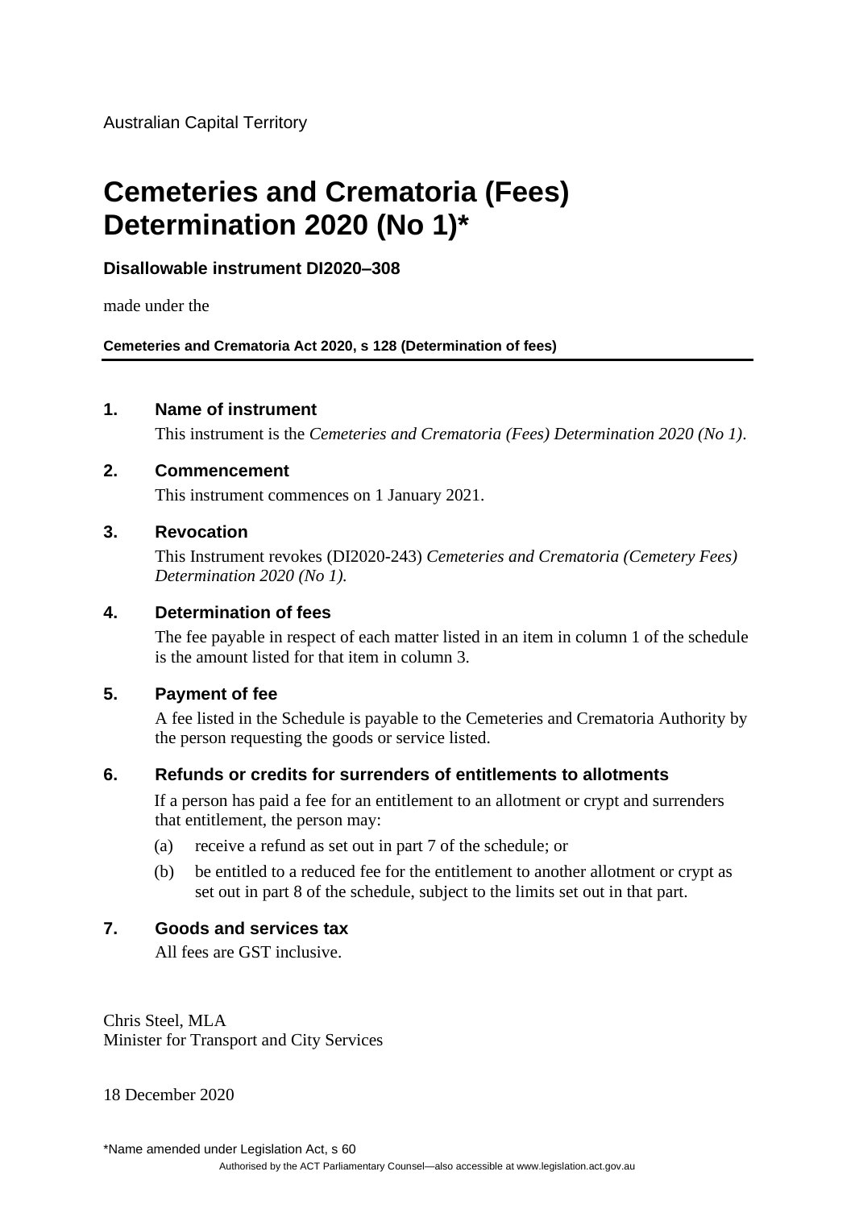Australian Capital Territory

# Cemeteries and Crematoria (Fees) Determination 2020 (No 1)*

**Disallowable instrument DI2020–308**

made under the

**Cemeteries and Crematoria Act 2020, s 128 (Determination of fees)**

---

## 1. Name of instrument

This instrument is the *Cemeteries and Crematoria (Fees) Determination 2020 (No 1)*.

## 2. Commencement

This instrument commences on 1 January 2021.

## 3. Revocation

This Instrument revokes (DI2020-243) *Cemeteries and Crematoria (Cemetery Fees) Determination 2020 (No 1).*

## 4. Determination of fees

The fee payable in respect of each matter listed in an item in column 1 of the schedule is the amount listed for that item in column 3.

## 5. Payment of fee

A fee listed in the Schedule is payable to the Cemeteries and Crematoria Authority by the person requesting the goods or service listed.

## 6. Refunds or credits for surrenders of entitlements to allotments

If a person has paid a fee for an entitlement to an allotment or crypt and surrenders that entitlement, the person may:

(a) receive a refund as set out in part 7 of the schedule; or

(b) be entitled to a reduced fee for the entitlement to another allotment or crypt as set out in part 8 of the schedule, subject to the limits set out in that part.

## 7. Goods and services tax

All fees are GST inclusive.

Chris Steel, MLA
Minister for Transport and City Services

18 December 2020

*Name amended under Legislation Act, s 60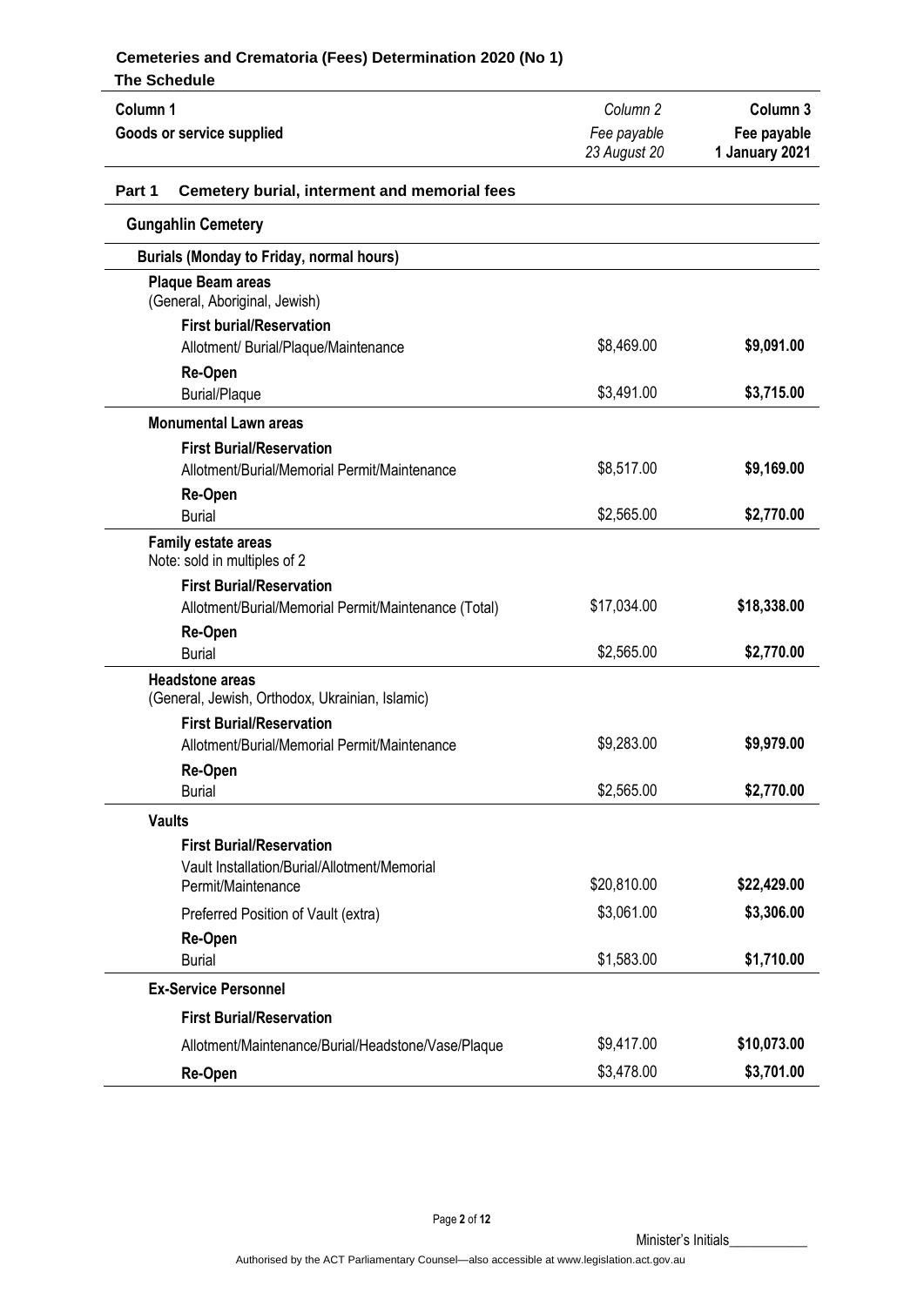## Cemeteries and Crematoria (Fees) Determination 2020 (No 1)

### The Schedule

| Column 1<br>Goods or service supplied | *Column 2*<br>*Fee payable*<br>*23 August 20* | **Column 3**<br>**Fee payable**<br>**1 January 2021** |
|---|---|---|
| **Part 1 Cemetery burial, interment and memorial fees** | | |
| **Gungahlin Cemetery** | | |
| **Burials (Monday to Friday, normal hours)** | | |
| **Plaque Beam areas**<br>(General, Aboriginal, Jewish) | | |
| **First burial/Reservation**<br>Allotment/ Burial/Plaque/Maintenance | $8,469.00 | **$9,091.00** |
| **Re-Open**<br>Burial/Plaque | $3,491.00 | **$3,715.00** |
| **Monumental Lawn areas** | | |
| **First Burial/Reservation**<br>Allotment/Burial/Memorial Permit/Maintenance | $8,517.00 | **$9,169.00** |
| **Re-Open**<br>Burial | $2,565.00 | **$2,770.00** |
| **Family estate areas**<br>Note: sold in multiples of 2 | | |
| **First Burial/Reservation**<br>Allotment/Burial/Memorial Permit/Maintenance (Total) | $17,034.00 | **$18,338.00** |
| **Re-Open**<br>Burial | $2,565.00 | **$2,770.00** |
| **Headstone areas**<br>(General, Jewish, Orthodox, Ukrainian, Islamic) | | |
| **First Burial/Reservation**<br>Allotment/Burial/Memorial Permit/Maintenance | $9,283.00 | **$9,979.00** |
| **Re-Open**<br>Burial | $2,565.00 | **$2,770.00** |
| **Vaults** | | |
| **First Burial/Reservation**<br>Vault Installation/Burial/Allotment/Memorial Permit/Maintenance | $20,810.00 | **$22,429.00** |
| Preferred Position of Vault (extra) | $3,061.00 | **$3,306.00** |
| **Re-Open**<br>Burial | $1,583.00 | **$1,710.00** |
| **Ex-Service Personnel** | | |
| **First Burial/Reservation** | | |
| Allotment/Maintenance/Burial/Headstone/Vase/Plaque | $9,417.00 | **$10,073.00** |
| **Re-Open** | $3,478.00 | **$3,701.00** |

Minister's Initials___________

Authorised by the ACT Parliamentary Counsel—also accessible at www.legislation.act.gov.au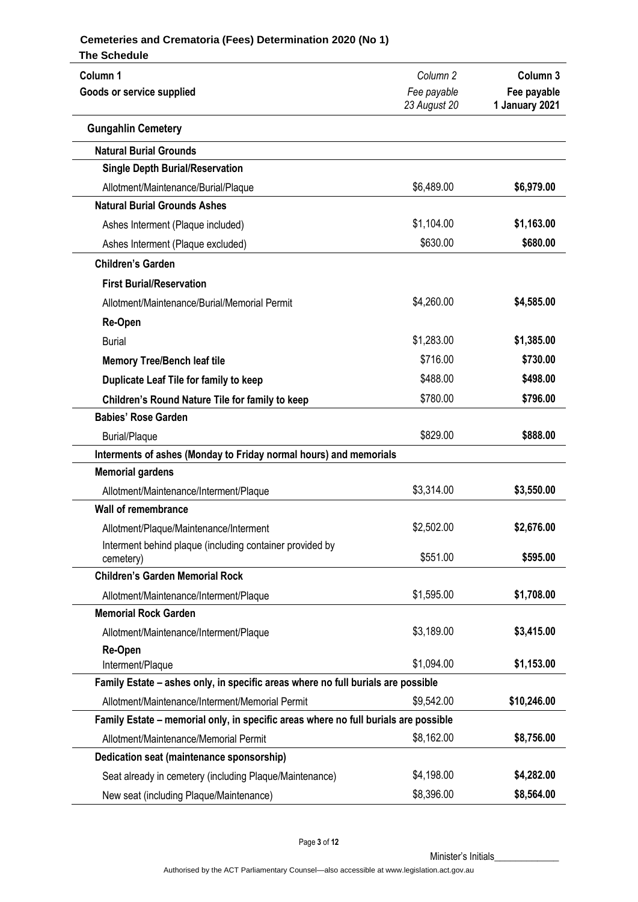**Cemeteries and Crematoria (Fees) Determination 2020 (No 1)**

**The Schedule**

| **Column 1**<br>**Goods or service supplied** | *Column 2*<br>*Fee payable*<br>*23 August 20* | **Column 3**<br>**Fee payable**<br>**1 January 2021** |
|---|---|---|
| **Gungahlin Cemetery** | | |
| **Natural Burial Grounds** | | |
| **Single Depth Burial/Reservation** | | |
| Allotment/Maintenance/Burial/Plaque | $6,489.00 | **$6,979.00** |
| **Natural Burial Grounds Ashes** | | |
| Ashes Interment (Plaque included) | $1,104.00 | **$1,163.00** |
| Ashes Interment (Plaque excluded) | $630.00 | **$680.00** |
| **Children's Garden** | | |
| **First Burial/Reservation** | | |
| Allotment/Maintenance/Burial/Memorial Permit | $4,260.00 | **$4,585.00** |
| **Re-Open** | | |
| Burial | $1,283.00 | **$1,385.00** |
| **Memory Tree/Bench leaf tile** | $716.00 | **$730.00** |
| **Duplicate Leaf Tile for family to keep** | $488.00 | **$498.00** |
| **Children's Round Nature Tile for family to keep** | $780.00 | **$796.00** |
| **Babies' Rose Garden** | | |
| Burial/Plaque | $829.00 | **$888.00** |
| **Interments of ashes (Monday to Friday normal hours) and memorials** | | |
| **Memorial gardens** | | |
| Allotment/Maintenance/Interment/Plaque | $3,314.00 | **$3,550.00** |
| **Wall of remembrance** | | |
| Allotment/Plaque/Maintenance/Interment | $2,502.00 | **$2,676.00** |
| Interment behind plaque (including container provided by cemetery) | $551.00 | **$595.00** |
| **Children's Garden Memorial Rock** | | |
| Allotment/Maintenance/Interment/Plaque | $1,595.00 | **$1,708.00** |
| **Memorial Rock Garden** | | |
| Allotment/Maintenance/Interment/Plaque | $3,189.00 | **$3,415.00** |
| **Re-Open**<br>Interment/Plaque | $1,094.00 | **$1,153.00** |
| **Family Estate – ashes only, in specific areas where no full burials are possible** | | |
| Allotment/Maintenance/Interment/Memorial Permit | $9,542.00 | **$10,246.00** |
| **Family Estate – memorial only, in specific areas where no full burials are possible** | | |
| Allotment/Maintenance/Memorial Permit | $8,162.00 | **$8,756.00** |
| **Dedication seat (maintenance sponsorship)** | | |
| Seat already in cemetery (including Plaque/Maintenance) | $4,198.00 | **$4,282.00** |
| New seat (including Plaque/Maintenance) | $8,396.00 | **$8,564.00** |

Minister's Initials_____________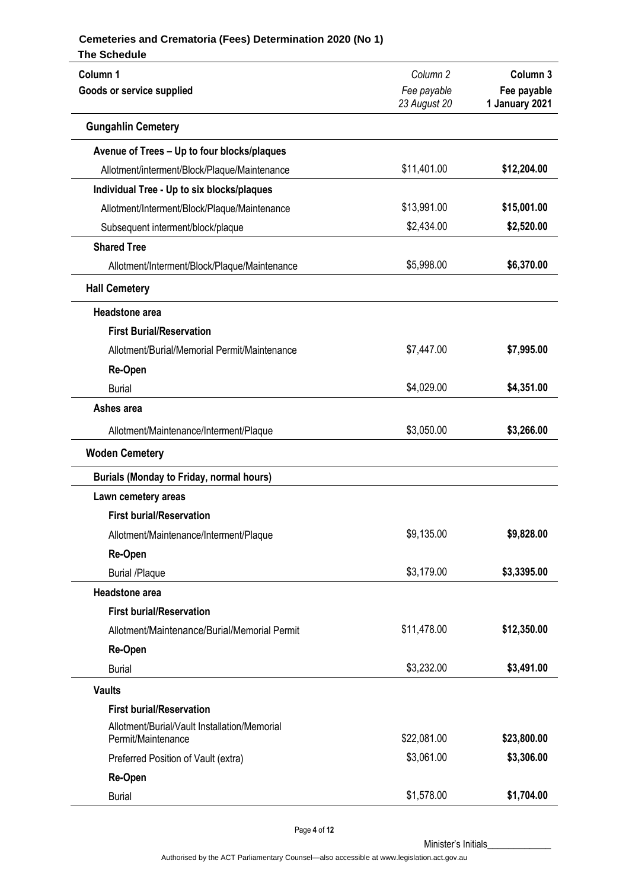**Cemeteries and Crematoria (Fees) Determination 2020 (No 1)**

**The Schedule**

| **Column 1**<br>**Goods or service supplied** | *Column 2*<br>*Fee payable*<br>*23 August 20* | **Column 3**<br>**Fee payable**<br>**1 January 2021** |
|---|---|---|
| **Gungahlin Cemetery** | | |
| **Avenue of Trees – Up to four blocks/plaques** | | |
| Allotment/interment/Block/Plaque/Maintenance | $11,401.00 | **$12,204.00** |
| **Individual Tree - Up to six blocks/plaques** | | |
| Allotment/Interment/Block/Plaque/Maintenance | $13,991.00 | **$15,001.00** |
| Subsequent interment/block/plaque | $2,434.00 | **$2,520.00** |
| **Shared Tree** | | |
| Allotment/Interment/Block/Plaque/Maintenance | $5,998.00 | **$6,370.00** |
| **Hall Cemetery** | | |
| **Headstone area** | | |
| **First Burial/Reservation** | | |
| Allotment/Burial/Memorial Permit/Maintenance | $7,447.00 | **$7,995.00** |
| **Re-Open** | | |
| Burial | $4,029.00 | **$4,351.00** |
| **Ashes area** | | |
| Allotment/Maintenance/Interment/Plaque | $3,050.00 | **$3,266.00** |
| **Woden Cemetery** | | |
| **Burials (Monday to Friday, normal hours)** | | |
| **Lawn cemetery areas** | | |
| **First burial/Reservation** | | |
| Allotment/Maintenance/Interment/Plaque | $9,135.00 | **$9,828.00** |
| **Re-Open** | | |
| Burial /Plaque | $3,179.00 | **$3,3395.00** |
| **Headstone area** | | |
| **First burial/Reservation** | | |
| Allotment/Maintenance/Burial/Memorial Permit | $11,478.00 | **$12,350.00** |
| **Re-Open** | | |
| Burial | $3,232.00 | **$3,491.00** |
| **Vaults** | | |
| **First burial/Reservation** | | |
| Allotment/Burial/Vault Installation/Memorial Permit/Maintenance | $22,081.00 | **$23,800.00** |
| Preferred Position of Vault (extra) | $3,061.00 | **$3,306.00** |
| **Re-Open** | | |
| Burial | $1,578.00 | **$1,704.00** |

Minister's Initials_____________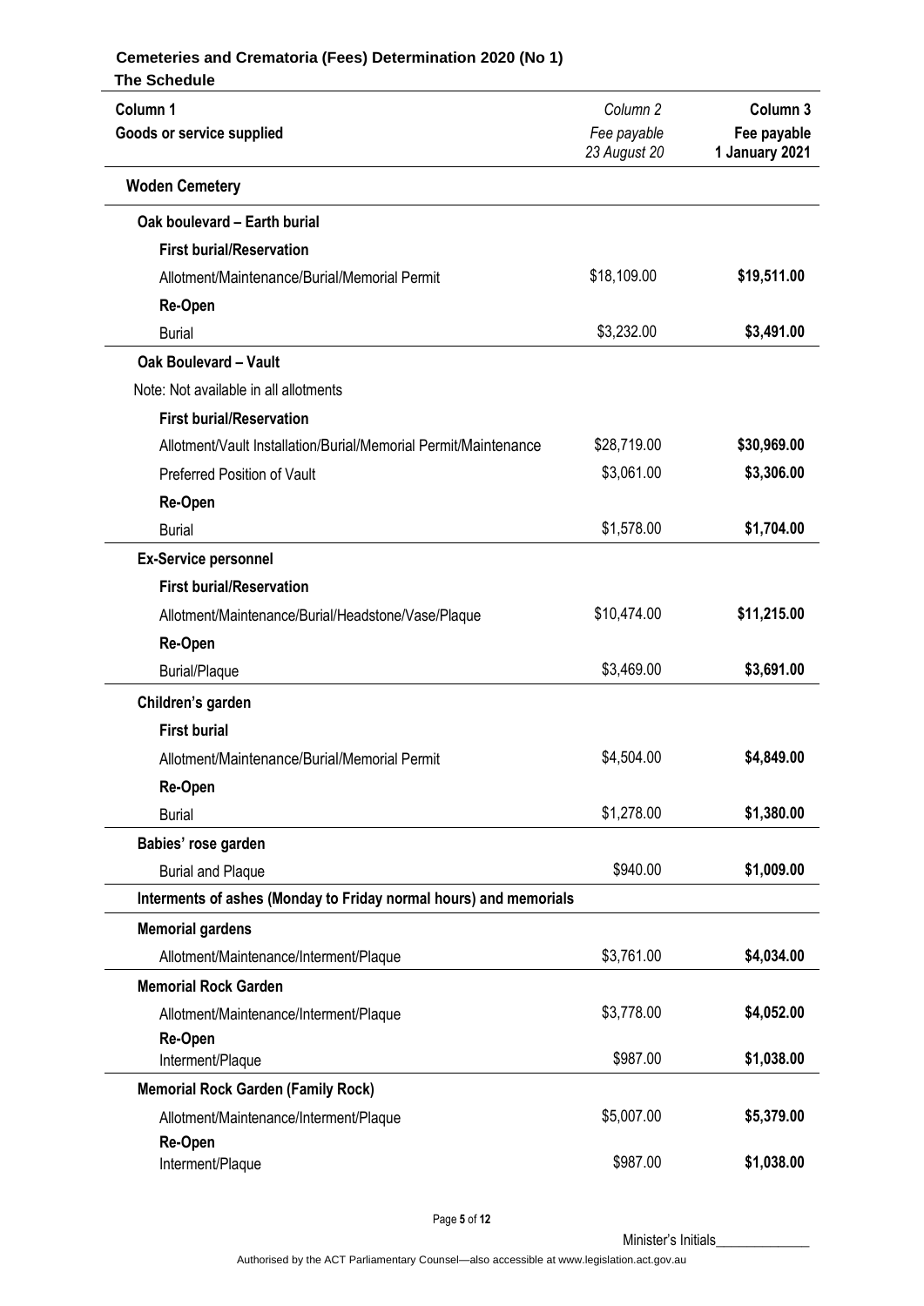**Cemeteries and Crematoria (Fees) Determination 2020 (No 1)**

**The Schedule**

| **Column 1**<br>**Goods or service supplied** | *Column 2*<br>*Fee payable*<br>*23 August 20* | **Column 3**<br>**Fee payable**<br>**1 January 2021** |
|---|---|---|
| **Woden Cemetery** | | |
| **Oak boulevard – Earth burial** | | |
| **First burial/Reservation** | | |
| Allotment/Maintenance/Burial/Memorial Permit | $18,109.00 | **$19,511.00** |
| **Re-Open** | | |
| Burial | $3,232.00 | **$3,491.00** |
| **Oak Boulevard – Vault** | | |
| Note: Not available in all allotments | | |
| **First burial/Reservation** | | |
| Allotment/Vault Installation/Burial/Memorial Permit/Maintenance | $28,719.00 | **$30,969.00** |
| Preferred Position of Vault | $3,061.00 | **$3,306.00** |
| **Re-Open** | | |
| Burial | $1,578.00 | **$1,704.00** |
| **Ex-Service personnel** | | |
| **First burial/Reservation** | | |
| Allotment/Maintenance/Burial/Headstone/Vase/Plaque | $10,474.00 | **$11,215.00** |
| **Re-Open** | | |
| Burial/Plaque | $3,469.00 | **$3,691.00** |
| **Children's garden** | | |
| **First burial** | | |
| Allotment/Maintenance/Burial/Memorial Permit | $4,504.00 | **$4,849.00** |
| **Re-Open** | | |
| Burial | $1,278.00 | **$1,380.00** |
| **Babies' rose garden** | | |
| Burial and Plaque | $940.00 | **$1,009.00** |
| **Interments of ashes (Monday to Friday normal hours) and memorials** | | |
| **Memorial gardens** | | |
| Allotment/Maintenance/Interment/Plaque | $3,761.00 | **$4,034.00** |
| **Memorial Rock Garden** | | |
| Allotment/Maintenance/Interment/Plaque | $3,778.00 | **$4,052.00** |
| **Re-Open** | | |
| Interment/Plaque | $987.00 | **$1,038.00** |
| **Memorial Rock Garden (Family Rock)** | | |
| Allotment/Maintenance/Interment/Plaque | $5,007.00 | **$5,379.00** |
| **Re-Open** | | |
| Interment/Plaque | $987.00 | **$1,038.00** |

Minister's Initials_____________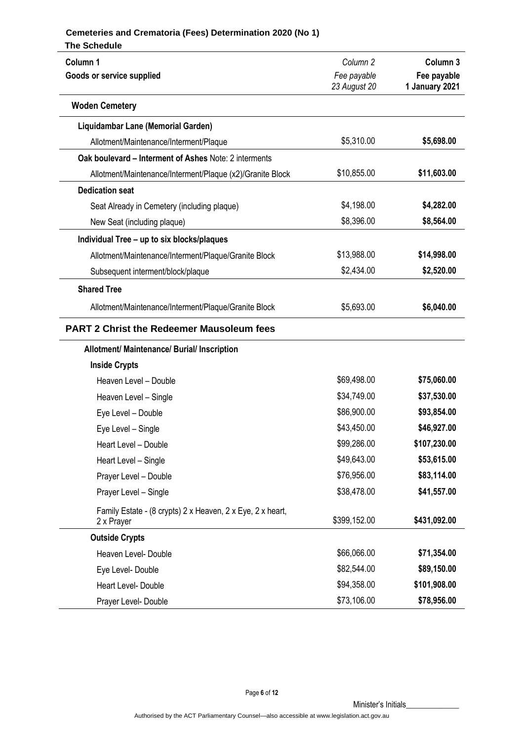**Cemeteries and Crematoria (Fees) Determination 2020 (No 1)**

**The Schedule**

| **Column 1**<br>**Goods or service supplied** | *Column 2*<br>*Fee payable*<br>*23 August 20* | **Column 3**<br>**Fee payable**<br>**1 January 2021** |
|---|---|---|
| **Woden Cemetery** | | |
| **Liquidambar Lane (Memorial Garden)** | | |
| Allotment/Maintenance/Interment/Plaque | $5,310.00 | **$5,698.00** |
| **Oak boulevard – Interment of Ashes** Note: 2 interments | | |
| Allotment/Maintenance/Interment/Plaque (x2)/Granite Block | $10,855.00 | **$11,603.00** |
| **Dedication seat** | | |
| Seat Already in Cemetery (including plaque) | $4,198.00 | **$4,282.00** |
| New Seat (including plaque) | $8,396.00 | **$8,564.00** |
| **Individual Tree – up to six blocks/plaques** | | |
| Allotment/Maintenance/Interment/Plaque/Granite Block | $13,988.00 | **$14,998.00** |
| Subsequent interment/block/plaque | $2,434.00 | **$2,520.00** |
| **Shared Tree** | | |
| Allotment/Maintenance/Interment/Plaque/Granite Block | $5,693.00 | **$6,040.00** |
| **PART 2 Christ the Redeemer Mausoleum fees** | | |
| **Allotment/ Maintenance/ Burial/ Inscription** | | |
| **Inside Crypts** | | |
| Heaven Level – Double | $69,498.00 | **$75,060.00** |
| Heaven Level – Single | $34,749.00 | **$37,530.00** |
| Eye Level – Double | $86,900.00 | **$93,854.00** |
| Eye Level – Single | $43,450.00 | **$46,927.00** |
| Heart Level – Double | $99,286.00 | **$107,230.00** |
| Heart Level – Single | $49,643.00 | **$53,615.00** |
| Prayer Level – Double | $76,956.00 | **$83,114.00** |
| Prayer Level – Single | $38,478.00 | **$41,557.00** |
| Family Estate - (8 crypts) 2 x Heaven, 2 x Eye, 2 x heart, 2 x Prayer | $399,152.00 | **$431,092.00** |
| **Outside Crypts** | | |
| Heaven Level- Double | $66,066.00 | **$71,354.00** |
| Eye Level- Double | $82,544.00 | **$89,150.00** |
| Heart Level- Double | $94,358.00 | **$101,908.00** |
| Prayer Level- Double | $73,106.00 | **$78,956.00** |

Minister's Initials_____________

Authorised by the ACT Parliamentary Counsel—also accessible at www.legislation.act.gov.au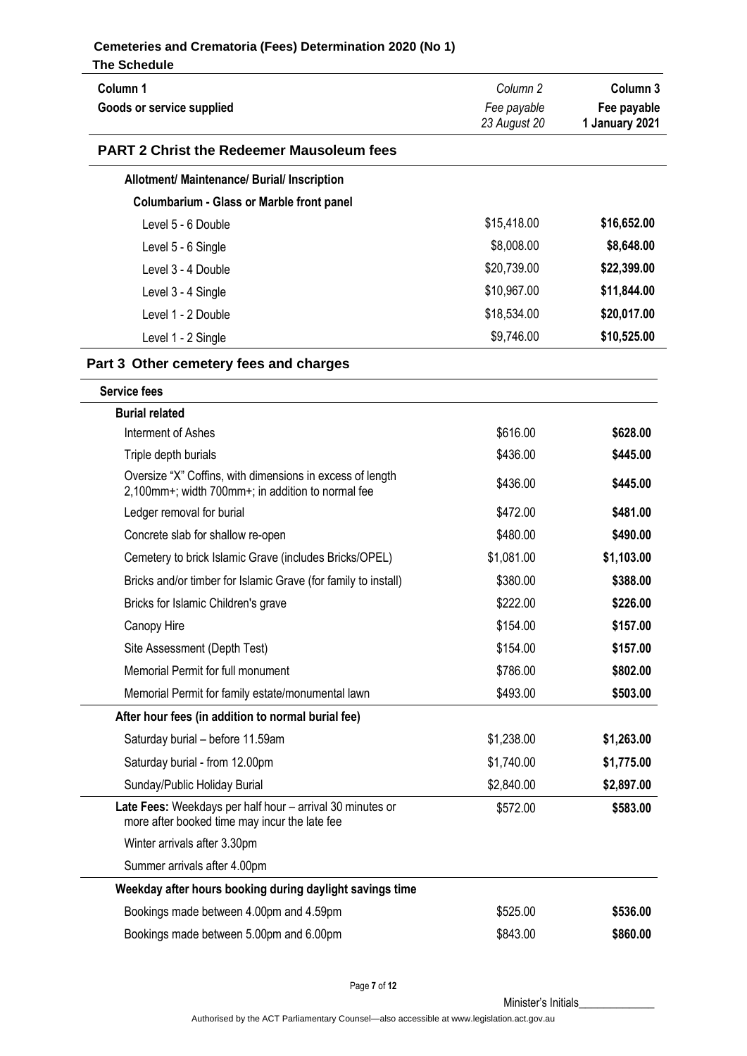| Column 1<br>Goods or service supplied | *Column 2*<br>*Fee payable*<br>*23 August 20* | **Column 3**<br>**Fee payable**<br>**1 January 2021** |
|---|---|---|
| **PART 2 Christ the Redeemer Mausoleum fees** | | |
| **Allotment/ Maintenance/ Burial/ Inscription** | | |
| **Columbarium - Glass or Marble front panel** | | |
| Level 5 - 6 Double | $15,418.00 | **$16,652.00** |
| Level 5 - 6 Single | $8,008.00 | **$8,648.00** |
| Level 3 - 4 Double | $20,739.00 | **$22,399.00** |
| Level 3 - 4 Single | $10,967.00 | **$11,844.00** |
| Level 1 - 2 Double | $18,534.00 | **$20,017.00** |
| Level 1 - 2 Single | $9,746.00 | **$10,525.00** |
| **Part 3 Other cemetery fees and charges** | | |
| **Service fees** | | |
| **Burial related** | | |
| Interment of Ashes | $616.00 | **$628.00** |
| Triple depth burials | $436.00 | **$445.00** |
| Oversize "X" Coffins, with dimensions in excess of length 2,100mm+; width 700mm+; in addition to normal fee | $436.00 | **$445.00** |
| Ledger removal for burial | $472.00 | **$481.00** |
| Concrete slab for shallow re-open | $480.00 | **$490.00** |
| Cemetery to brick Islamic Grave (includes Bricks/OPEL) | $1,081.00 | **$1,103.00** |
| Bricks and/or timber for Islamic Grave (for family to install) | $380.00 | **$388.00** |
| Bricks for Islamic Children's grave | $222.00 | **$226.00** |
| Canopy Hire | $154.00 | **$157.00** |
| Site Assessment (Depth Test) | $154.00 | **$157.00** |
| Memorial Permit for full monument | $786.00 | **$802.00** |
| Memorial Permit for family estate/monumental lawn | $493.00 | **$503.00** |
| **After hour fees (in addition to normal burial fee)** | | |
| Saturday burial – before 11.59am | $1,238.00 | **$1,263.00** |
| Saturday burial - from 12.00pm | $1,740.00 | **$1,775.00** |
| Sunday/Public Holiday Burial | $2,840.00 | **$2,897.00** |
| **Late Fees:** Weekdays per half hour – arrival 30 minutes or more after booked time may incur the late fee | $572.00 | **$583.00** |
| Winter arrivals after 3.30pm | | |
| Summer arrivals after 4.00pm | | |
| **Weekday after hours booking during daylight savings time** | | |
| Bookings made between 4.00pm and 4.59pm | $525.00 | **$536.00** |
| Bookings made between 5.00pm and 6.00pm | $843.00 | **$860.00** |

Minister's Initials_____________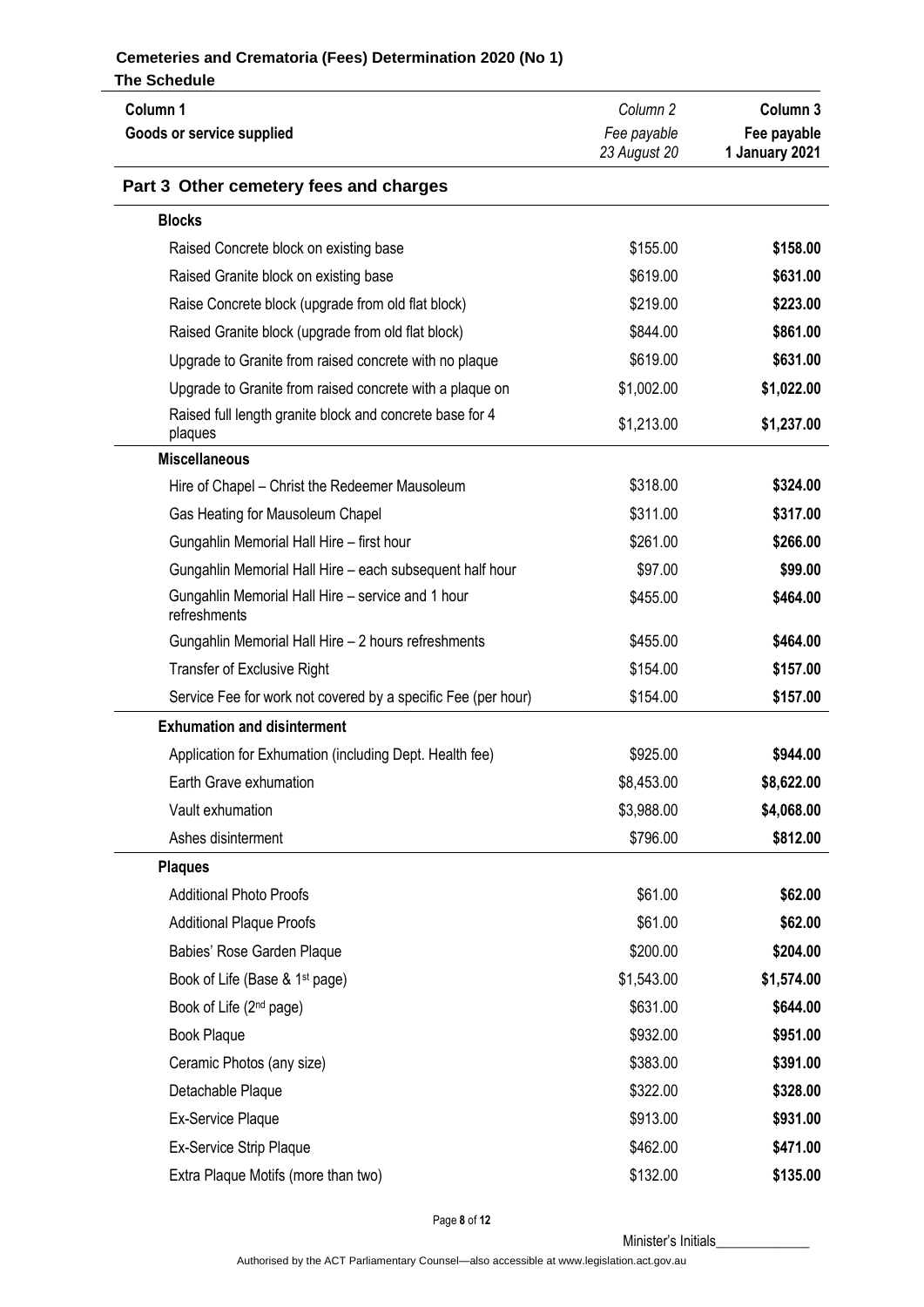| Column 1<br>Goods or service supplied | *Column 2*<br>*Fee payable 23 August 20* | **Column 3**<br>**Fee payable 1 January 2021** |
|---|---|---|

## Part 3 Other cemetery fees and charges

| Goods or service supplied | Fee payable 23 August 20 | Fee payable 1 January 2021 |
|---|---|---|
| **Blocks** | | |
| Raised Concrete block on existing base | $155.00 | **$158.00** |
| Raised Granite block on existing base | $619.00 | **$631.00** |
| Raise Concrete block (upgrade from old flat block) | $219.00 | **$223.00** |
| Raised Granite block (upgrade from old flat block) | $844.00 | **$861.00** |
| Upgrade to Granite from raised concrete with no plaque | $619.00 | **$631.00** |
| Upgrade to Granite from raised concrete with a plaque on | $1,002.00 | **$1,022.00** |
| Raised full length granite block and concrete base for 4 plaques | $1,213.00 | **$1,237.00** |
| **Miscellaneous** | | |
| Hire of Chapel – Christ the Redeemer Mausoleum | $318.00 | **$324.00** |
| Gas Heating for Mausoleum Chapel | $311.00 | **$317.00** |
| Gungahlin Memorial Hall Hire – first hour | $261.00 | **$266.00** |
| Gungahlin Memorial Hall Hire – each subsequent half hour | $97.00 | **$99.00** |
| Gungahlin Memorial Hall Hire – service and 1 hour refreshments | $455.00 | **$464.00** |
| Gungahlin Memorial Hall Hire – 2 hours refreshments | $455.00 | **$464.00** |
| Transfer of Exclusive Right | $154.00 | **$157.00** |
| Service Fee for work not covered by a specific Fee (per hour) | $154.00 | **$157.00** |
| **Exhumation and disinterment** | | |
| Application for Exhumation (including Dept. Health fee) | $925.00 | **$944.00** |
| Earth Grave exhumation | $8,453.00 | **$8,622.00** |
| Vault exhumation | $3,988.00 | **$4,068.00** |
| Ashes disinterment | $796.00 | **$812.00** |
| **Plaques** | | |
| Additional Photo Proofs | $61.00 | **$62.00** |
| Additional Plaque Proofs | $61.00 | **$62.00** |
| Babies' Rose Garden Plaque | $200.00 | **$204.00** |
| Book of Life (Base & 1st page) | $1,543.00 | **$1,574.00** |
| Book of Life (2nd page) | $631.00 | **$644.00** |
| Book Plaque | $932.00 | **$951.00** |
| Ceramic Photos (any size) | $383.00 | **$391.00** |
| Detachable Plaque | $322.00 | **$328.00** |
| Ex-Service Plaque | $913.00 | **$931.00** |
| Ex-Service Strip Plaque | $462.00 | **$471.00** |
| Extra Plaque Motifs (more than two) | $132.00 | **$135.00** |

Minister's Initials_____________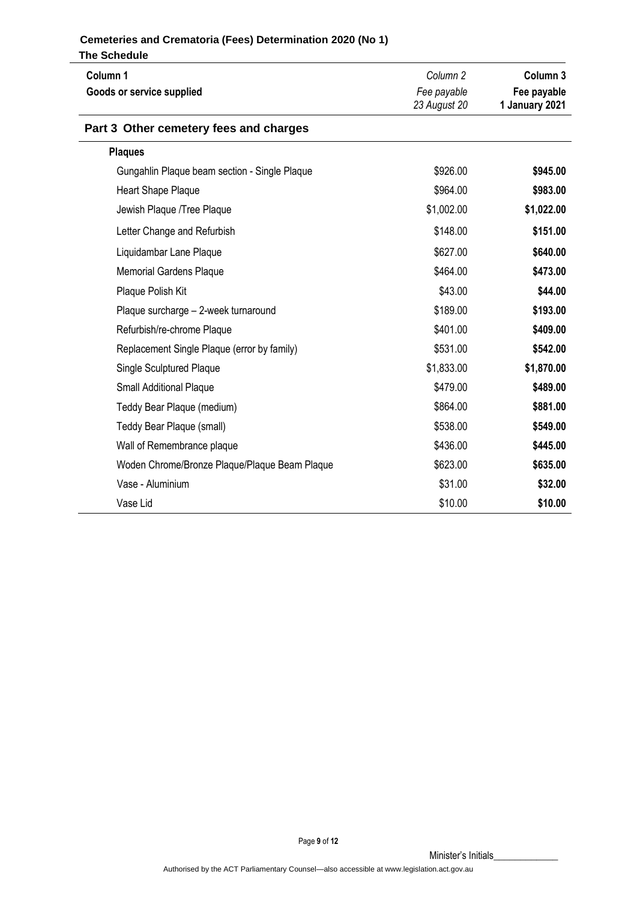| Column 1<br>Goods or service supplied | Column 2<br>Fee payable<br>23 August 20 | Column 3<br>Fee payable<br>1 January 2021 |
|---|---|---|
| **Part 3 Other cemetery fees and charges** | | |
| **Plaques** | | |
| Gungahlin Plaque beam section - Single Plaque | $926.00 | **$945.00** |
| Heart Shape Plaque | $964.00 | **$983.00** |
| Jewish Plaque /Tree Plaque | $1,002.00 | **$1,022.00** |
| Letter Change and Refurbish | $148.00 | **$151.00** |
| Liquidambar Lane Plaque | $627.00 | **$640.00** |
| Memorial Gardens Plaque | $464.00 | **$473.00** |
| Plaque Polish Kit | $43.00 | **$44.00** |
| Plaque surcharge – 2-week turnaround | $189.00 | **$193.00** |
| Refurbish/re-chrome Plaque | $401.00 | **$409.00** |
| Replacement Single Plaque (error by family) | $531.00 | **$542.00** |
| Single Sculptured Plaque | $1,833.00 | **$1,870.00** |
| Small Additional Plaque | $479.00 | **$489.00** |
| Teddy Bear Plaque (medium) | $864.00 | **$881.00** |
| Teddy Bear Plaque (small) | $538.00 | **$549.00** |
| Wall of Remembrance plaque | $436.00 | **$445.00** |
| Woden Chrome/Bronze Plaque/Plaque Beam Plaque | $623.00 | **$635.00** |
| Vase - Aluminium | $31.00 | **$32.00** |
| Vase Lid | $10.00 | **$10.00** |

Minister's Initials_____________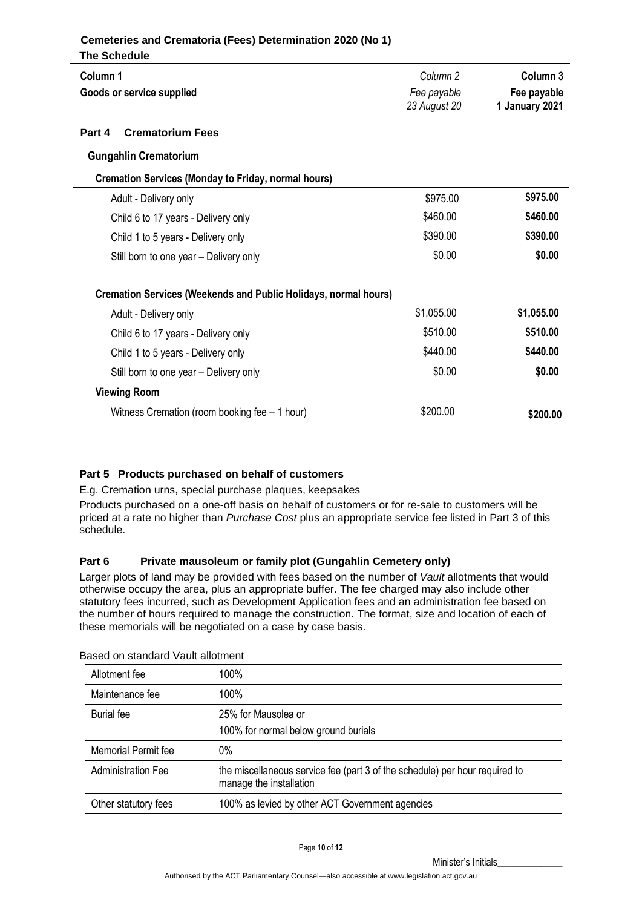| Column 1 | Column 2 | Column 3 |
|---|---|---|
| **Goods or service supplied** | *Fee payable 23 August 20* | **Fee payable 1 January 2021** |

## Part 4 Crematorium Fees

### Gungahlin Crematorium

| Column 1 | Column 2 | Column 3 |
|---|---|---|
| **Cremation Services (Monday to Friday, normal hours)** | | |
| Adult - Delivery only | $975.00 | **$975.00** |
| Child 6 to 17 years - Delivery only | $460.00 | **$460.00** |
| Child 1 to 5 years - Delivery only | $390.00 | **$390.00** |
| Still born to one year – Delivery only | $0.00 | **$0.00** |
| **Cremation Services (Weekends and Public Holidays, normal hours)** | | |
| Adult - Delivery only | $1,055.00 | **$1,055.00** |
| Child 6 to 17 years - Delivery only | $510.00 | **$510.00** |
| Child 1 to 5 years - Delivery only | $440.00 | **$440.00** |
| Still born to one year – Delivery only | $0.00 | **$0.00** |
| **Viewing Room** | | |
| Witness Cremation (room booking fee – 1 hour) | $200.00 | **$200.00** |

## Part 5 Products purchased on behalf of customers

E.g. Cremation urns, special purchase plaques, keepsakes

Products purchased on a one-off basis on behalf of customers or for re-sale to customers will be priced at a rate no higher than *Purchase Cost* plus an appropriate service fee listed in Part 3 of this schedule.

## Part 6 Private mausoleum or family plot (Gungahlin Cemetery only)

Larger plots of land may be provided with fees based on the number of *Vault* allotments that would otherwise occupy the area, plus an appropriate buffer. The fee charged may also include other statutory fees incurred, such as Development Application fees and an administration fee based on the number of hours required to manage the construction. The format, size and location of each of these memorials will be negotiated on a case by case basis.

Based on standard Vault allotment

| | |
|---|---|
| Allotment fee | 100% |
| Maintenance fee | 100% |
| Burial fee | 25% for Mausolea or<br>100% for normal below ground burials |
| Memorial Permit fee | 0% |
| Administration Fee | the miscellaneous service fee (part 3 of the schedule) per hour required to manage the installation |
| Other statutory fees | 100% as levied by other ACT Government agencies |

Minister's Initials_____________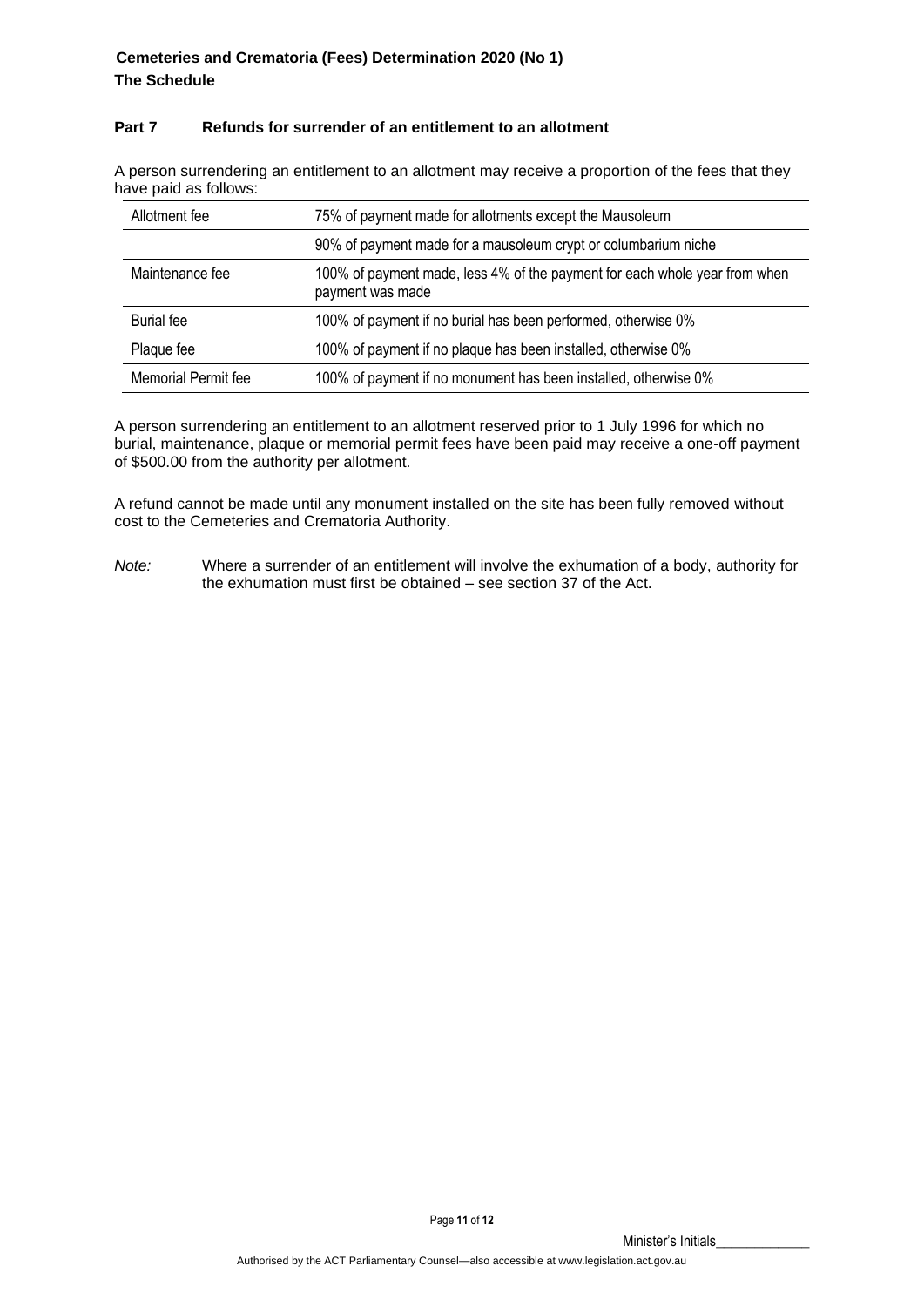## Part 7 Refunds for surrender of an entitlement to an allotment

A person surrendering an entitlement to an allotment may receive a proportion of the fees that they have paid as follows:

| | |
|---|---|
| Allotment fee | 75% of payment made for allotments except the Mausoleum |
| | 90% of payment made for a mausoleum crypt or columbarium niche |
| Maintenance fee | 100% of payment made, less 4% of the payment for each whole year from when payment was made |
| Burial fee | 100% of payment if no burial has been performed, otherwise 0% |
| Plaque fee | 100% of payment if no plaque has been installed, otherwise 0% |
| Memorial Permit fee | 100% of payment if no monument has been installed, otherwise 0% |

A person surrendering an entitlement to an allotment reserved prior to 1 July 1996 for which no burial, maintenance, plaque or memorial permit fees have been paid may receive a one-off payment of $500.00 from the authority per allotment.

A refund cannot be made until any monument installed on the site has been fully removed without cost to the Cemeteries and Crematoria Authority.

*Note:* Where a surrender of an entitlement will involve the exhumation of a body, authority for the exhumation must first be obtained – see section 37 of the Act.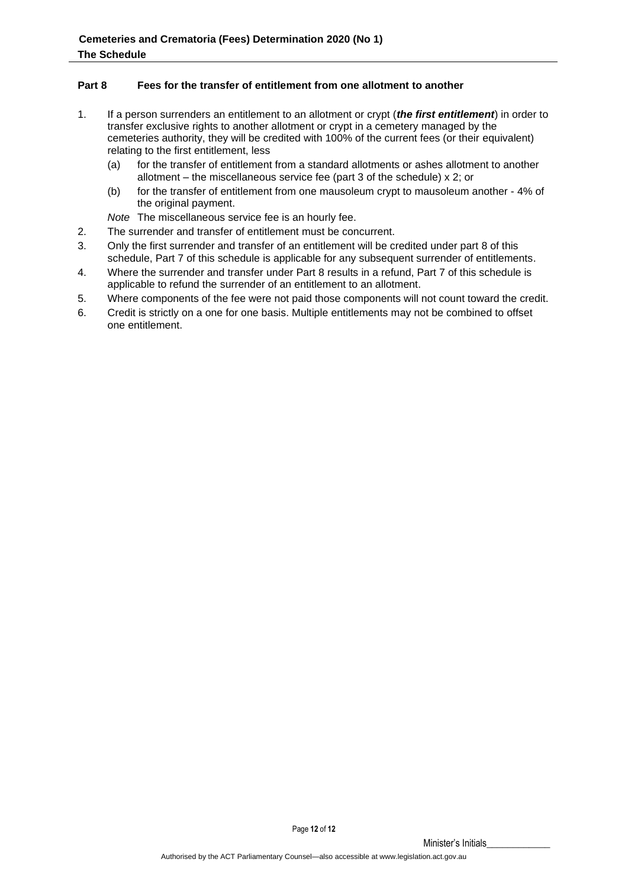## Part 8 Fees for the transfer of entitlement from one allotment to another

1. If a person surrenders an entitlement to an allotment or crypt (***the first entitlement***) in order to transfer exclusive rights to another allotment or crypt in a cemetery managed by the cemeteries authority, they will be credited with 100% of the current fees (or their equivalent) relating to the first entitlement, less
   (a) for the transfer of entitlement from a standard allotments or ashes allotment to another allotment – the miscellaneous service fee (part 3 of the schedule) x 2; or
   (b) for the transfer of entitlement from one mausoleum crypt to mausoleum another - 4% of the original payment.

   *Note* The miscellaneous service fee is an hourly fee.
2. The surrender and transfer of entitlement must be concurrent.
3. Only the first surrender and transfer of an entitlement will be credited under part 8 of this schedule, Part 7 of this schedule is applicable for any subsequent surrender of entitlements.
4. Where the surrender and transfer under Part 8 results in a refund, Part 7 of this schedule is applicable to refund the surrender of an entitlement to an allotment.
5. Where components of the fee were not paid those components will not count toward the credit.
6. Credit is strictly on a one for one basis. Multiple entitlements may not be combined to offset one entitlement.

Minister's Initials_____________